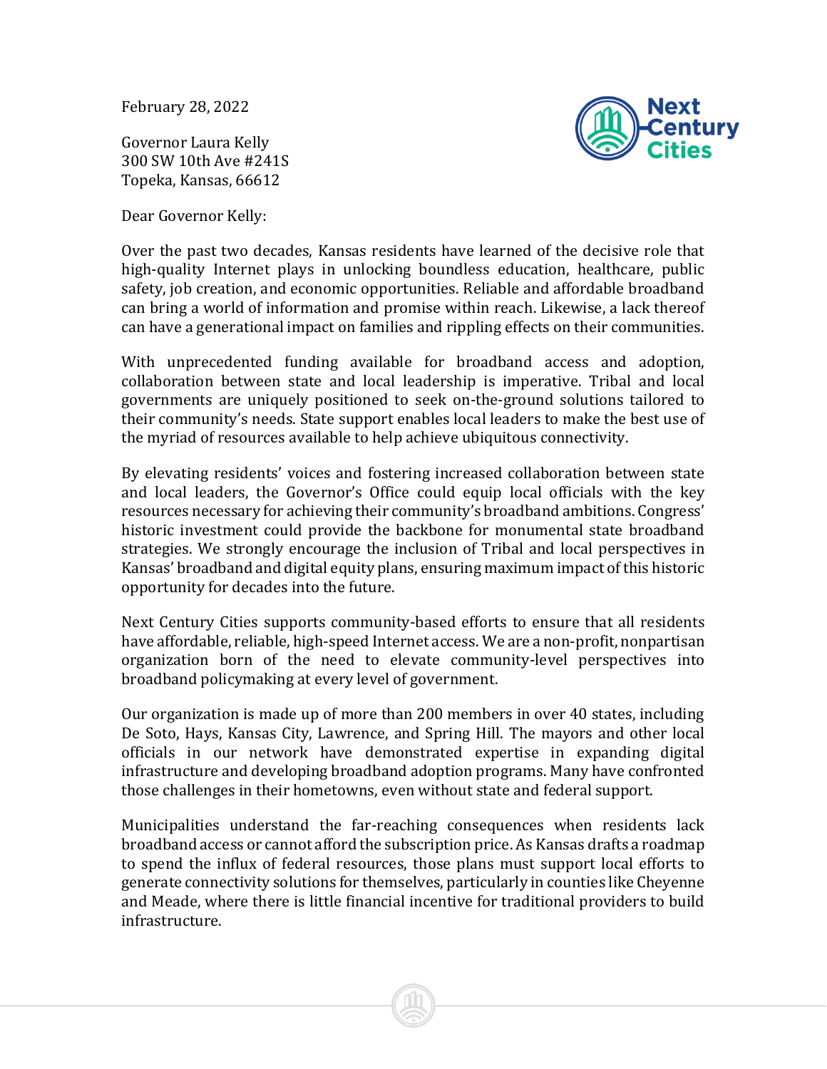February 28, 2022

Governor Laura Kelly
300 SW 10th Ave #241S
Topeka, Kansas, 66612

Dear Governor Kelly:

Over the past two decades, Kansas residents have learned of the decisive role that high-quality Internet plays in unlocking boundless education, healthcare, public safety, job creation, and economic opportunities. Reliable and affordable broadband can bring a world of information and promise within reach. Likewise, a lack thereof can have a generational impact on families and rippling effects on their communities.

With unprecedented funding available for broadband access and adoption, collaboration between state and local leadership is imperative. Tribal and local governments are uniquely positioned to seek on-the-ground solutions tailored to their community's needs. State support enables local leaders to make the best use of the myriad of resources available to help achieve ubiquitous connectivity.

By elevating residents' voices and fostering increased collaboration between state and local leaders, the Governor's Office could equip local officials with the key resources necessary for achieving their community's broadband ambitions. Congress' historic investment could provide the backbone for monumental state broadband strategies. We strongly encourage the inclusion of Tribal and local perspectives in Kansas' broadband and digital equity plans, ensuring maximum impact of this historic opportunity for decades into the future.

Next Century Cities supports community-based efforts to ensure that all residents have affordable, reliable, high-speed Internet access. We are a non-profit, nonpartisan organization born of the need to elevate community-level perspectives into broadband policymaking at every level of government.

Our organization is made up of more than 200 members in over 40 states, including De Soto, Hays, Kansas City, Lawrence, and Spring Hill. The mayors and other local officials in our network have demonstrated expertise in expanding digital infrastructure and developing broadband adoption programs. Many have confronted those challenges in their hometowns, even without state and federal support.

Municipalities understand the far-reaching consequences when residents lack broadband access or cannot afford the subscription price. As Kansas drafts a roadmap to spend the influx of federal resources, those plans must support local efforts to generate connectivity solutions for themselves, particularly in counties like Cheyenne and Meade, where there is little financial incentive for traditional providers to build infrastructure.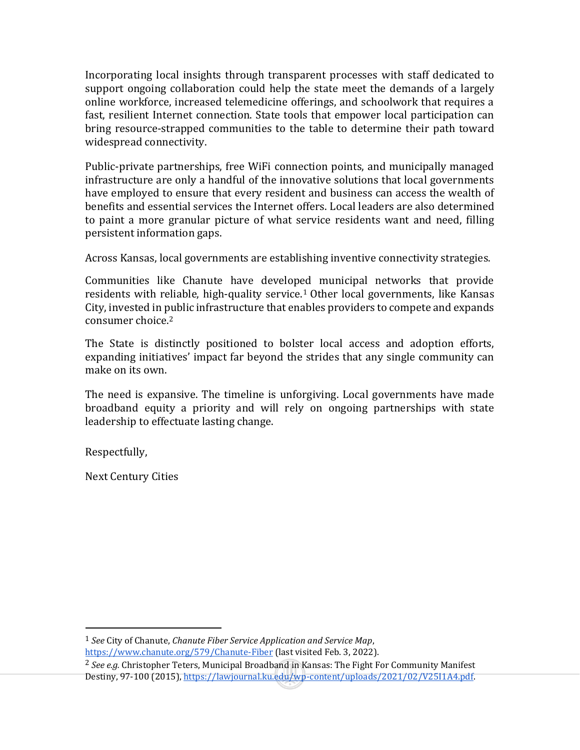Incorporating local insights through transparent processes with staff dedicated to support ongoing collaboration could help the state meet the demands of a largely online workforce, increased telemedicine offerings, and schoolwork that requires a fast, resilient Internet connection. State tools that empower local participation can bring resource-strapped communities to the table to determine their path toward widespread connectivity.

Public-private partnerships, free WiFi connection points, and municipally managed infrastructure are only a handful of the innovative solutions that local governments have employed to ensure that every resident and business can access the wealth of benefits and essential services the Internet offers. Local leaders are also determined to paint a more granular picture of what service residents want and need, filling persistent information gaps.

Across Kansas, local governments are establishing inventive connectivity strategies.

Communities like Chanute have developed municipal networks that provide residents with reliable, high-quality service.[1] Other local governments, like Kansas City, invested in public infrastructure that enables providers to compete and expands consumer choice.[2]

The State is distinctly positioned to bolster local access and adoption efforts, expanding initiatives' impact far beyond the strides that any single community can make on its own.

The need is expansive. The timeline is unforgiving. Local governments have made broadband equity a priority and will rely on ongoing partnerships with state leadership to effectuate lasting change.

Respectfully,

Next Century Cities

---

[1] *See* City of Chanute, *Chanute Fiber Service Application and Service Map*, https://www.chanute.org/579/Chanute-Fiber (last visited Feb. 3, 2022).

[2] *See e.g.* Christopher Teters, Municipal Broadband in Kansas: The Fight For Community Manifest Destiny, 97-100 (2015), https://lawjournal.ku.edu/wp-content/uploads/2021/02/V25I1A4.pdf.